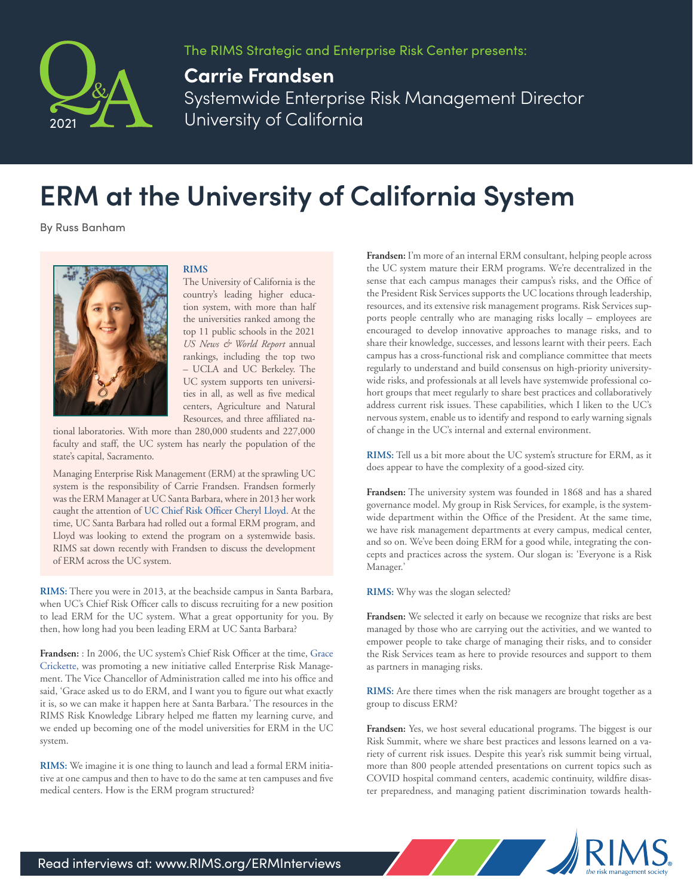The RIMS Strategic and Enterprise Risk Center presents:

**Carrie Frandsen**
Systemwide Enterprise Risk Management Director
University of California

Q&A 2021

# ERM at the University of California System

By Russ Banham

**RIMS**

The University of California is the country's leading higher education system, with more than half the universities ranked among the top 11 public schools in the 2021 *US News & World Report* annual rankings, including the top two – UCLA and UC Berkeley. The UC system supports ten universities in all, as well as five medical centers, Agriculture and Natural Resources, and three affiliated national laboratories. With more than 280,000 students and 227,000 faculty and staff, the UC system has nearly the population of the state's capital, Sacramento.

Managing Enterprise Risk Management (ERM) at the sprawling UC system is the responsibility of Carrie Frandsen. Frandsen formerly was the ERM Manager at UC Santa Barbara, where in 2013 her work caught the attention of UC Chief Risk Officer Cheryl Lloyd. At the time, UC Santa Barbara had rolled out a formal ERM program, and Lloyd was looking to extend the program on a systemwide basis. RIMS sat down recently with Frandsen to discuss the development of ERM across the UC system.

**RIMS:** There you were in 2013, at the beachside campus in Santa Barbara, when UC's Chief Risk Officer calls to discuss recruiting for a new position to lead ERM for the UC system. What a great opportunity for you. By then, how long had you been leading ERM at UC Santa Barbara?

**Frandsen:** : In 2006, the UC system's Chief Risk Officer at the time, Grace Crickette, was promoting a new initiative called Enterprise Risk Management. The Vice Chancellor of Administration called me into his office and said, 'Grace asked us to do ERM, and I want you to figure out what exactly it is, so we can make it happen here at Santa Barbara.' The resources in the RIMS Risk Knowledge Library helped me flatten my learning curve, and we ended up becoming one of the model universities for ERM in the UC system.

**RIMS:** We imagine it is one thing to launch and lead a formal ERM initiative at one campus and then to have to do the same at ten campuses and five medical centers. How is the ERM program structured?

**Frandsen:** I'm more of an internal ERM consultant, helping people across the UC system mature their ERM programs. We're decentralized in the sense that each campus manages their campus's risks, and the Office of the President Risk Services supports the UC locations through leadership, resources, and its extensive risk management programs. Risk Services supports people centrally who are managing risks locally – employees are encouraged to develop innovative approaches to manage risks, and to share their knowledge, successes, and lessons learnt with their peers. Each campus has a cross-functional risk and compliance committee that meets regularly to understand and build consensus on high-priority university-wide risks, and professionals at all levels have systemwide professional cohort groups that meet regularly to share best practices and collaboratively address current risk issues. These capabilities, which I liken to the UC's nervous system, enable us to identify and respond to early warning signals of change in the UC's internal and external environment.

**RIMS:** Tell us a bit more about the UC system's structure for ERM, as it does appear to have the complexity of a good-sized city.

**Frandsen:** The university system was founded in 1868 and has a shared governance model. My group in Risk Services, for example, is the systemwide department within the Office of the President. At the same time, we have risk management departments at every campus, medical center, and so on. We've been doing ERM for a good while, integrating the concepts and practices across the system. Our slogan is: 'Everyone is a Risk Manager.'

**RIMS:** Why was the slogan selected?

**Frandsen:** We selected it early on because we recognize that risks are best managed by those who are carrying out the activities, and we wanted to empower people to take charge of managing their risks, and to consider the Risk Services team as here to provide resources and support to them as partners in managing risks.

**RIMS:** Are there times when the risk managers are brought together as a group to discuss ERM?

**Frandsen:** Yes, we host several educational programs. The biggest is our Risk Summit, where we share best practices and lessons learned on a variety of current risk issues. Despite this year's risk summit being virtual, more than 800 people attended presentations on current topics such as COVID hospital command centers, academic continuity, wildfire disaster preparedness, and managing patient discrimination towards health-

Read interviews at: www.RIMS.org/ERMInterviews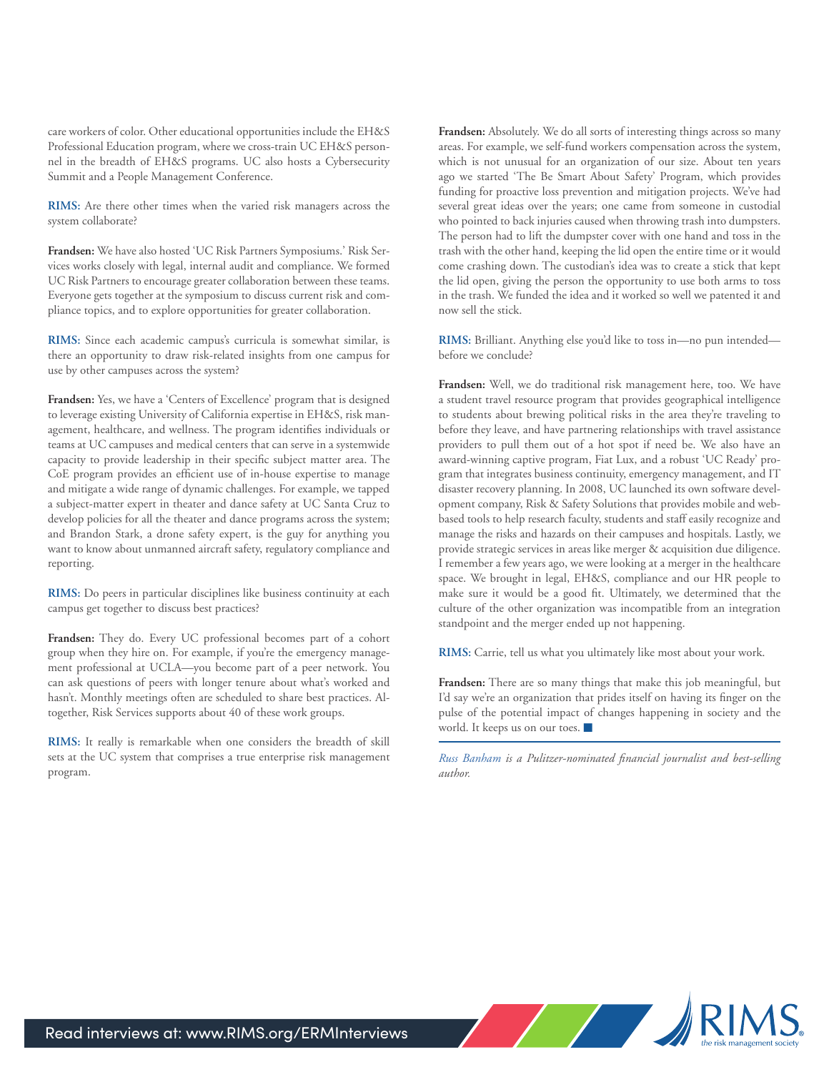care workers of color. Other educational opportunities include the EH&S Professional Education program, where we cross-train UC EH&S personnel in the breadth of EH&S programs. UC also hosts a Cybersecurity Summit and a People Management Conference.

**RIMS:** Are there other times when the varied risk managers across the system collaborate?

**Frandsen:** We have also hosted 'UC Risk Partners Symposiums.' Risk Services works closely with legal, internal audit and compliance. We formed UC Risk Partners to encourage greater collaboration between these teams. Everyone gets together at the symposium to discuss current risk and compliance topics, and to explore opportunities for greater collaboration.

**RIMS:** Since each academic campus's curricula is somewhat similar, is there an opportunity to draw risk-related insights from one campus for use by other campuses across the system?

**Frandsen:** Yes, we have a 'Centers of Excellence' program that is designed to leverage existing University of California expertise in EH&S, risk management, healthcare, and wellness. The program identifies individuals or teams at UC campuses and medical centers that can serve in a systemwide capacity to provide leadership in their specific subject matter area. The CoE program provides an efficient use of in-house expertise to manage and mitigate a wide range of dynamic challenges. For example, we tapped a subject-matter expert in theater and dance safety at UC Santa Cruz to develop policies for all the theater and dance programs across the system; and Brandon Stark, a drone safety expert, is the guy for anything you want to know about unmanned aircraft safety, regulatory compliance and reporting.

**RIMS:** Do peers in particular disciplines like business continuity at each campus get together to discuss best practices?

**Frandsen:** They do. Every UC professional becomes part of a cohort group when they hire on. For example, if you're the emergency management professional at UCLA—you become part of a peer network. You can ask questions of peers with longer tenure about what's worked and hasn't. Monthly meetings often are scheduled to share best practices. Altogether, Risk Services supports about 40 of these work groups.

**RIMS:** It really is remarkable when one considers the breadth of skill sets at the UC system that comprises a true enterprise risk management program.

**Frandsen:** Absolutely. We do all sorts of interesting things across so many areas. For example, we self-fund workers compensation across the system, which is not unusual for an organization of our size. About ten years ago we started 'The Be Smart About Safety' Program, which provides funding for proactive loss prevention and mitigation projects. We've had several great ideas over the years; one came from someone in custodial who pointed to back injuries caused when throwing trash into dumpsters. The person had to lift the dumpster cover with one hand and toss in the trash with the other hand, keeping the lid open the entire time or it would come crashing down. The custodian's idea was to create a stick that kept the lid open, giving the person the opportunity to use both arms to toss in the trash. We funded the idea and it worked so well we patented it and now sell the stick.

**RIMS:** Brilliant. Anything else you'd like to toss in—no pun intended—before we conclude?

**Frandsen:** Well, we do traditional risk management here, too. We have a student travel resource program that provides geographical intelligence to students about brewing political risks in the area they're traveling to before they leave, and have partnering relationships with travel assistance providers to pull them out of a hot spot if need be. We also have an award-winning captive program, Fiat Lux, and a robust 'UC Ready' program that integrates business continuity, emergency management, and IT disaster recovery planning. In 2008, UC launched its own software development company, Risk & Safety Solutions that provides mobile and web-based tools to help research faculty, students and staff easily recognize and manage the risks and hazards on their campuses and hospitals. Lastly, we provide strategic services in areas like merger & acquisition due diligence. I remember a few years ago, we were looking at a merger in the healthcare space. We brought in legal, EH&S, compliance and our HR people to make sure it would be a good fit. Ultimately, we determined that the culture of the other organization was incompatible from an integration standpoint and the merger ended up not happening.

**RIMS:** Carrie, tell us what you ultimately like most about your work.

**Frandsen:** There are so many things that make this job meaningful, but I'd say we're an organization that prides itself on having its finger on the pulse of the potential impact of changes happening in society and the world. It keeps us on our toes. ■

---

*Russ Banham is a Pulitzer-nominated financial journalist and best-selling author.*

Read interviews at: www.RIMS.org/ERMInterviews

RIMS the risk management society